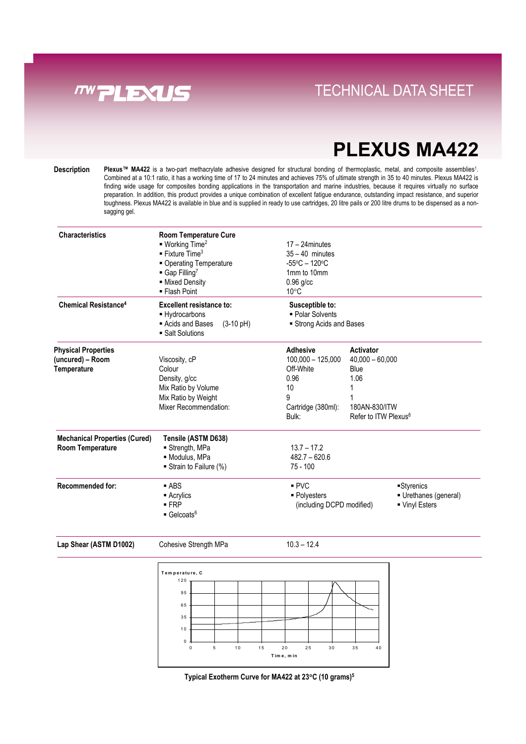# TECHNICAL DATA SHEET

# PLEXUS MA422

**Description**

**Plexus™ MA422** is a two-part methacrylate adhesive designed for structural bonding of thermoplastic, metal, and composite assemblies[1]. Combined at a 10:1 ratio, it has a working time of 17 to 24 minutes and achieves 75% of ultimate strength in 35 to 40 minutes. Plexus MA422 is finding wide usage for composites bonding applications in the transportation and marine industries, because it requires virtually no surface preparation. In addition, this product provides a unique combination of excellent fatigue endurance, outstanding impact resistance, and superior toughness. Plexus MA422 is available in blue and is supplied in ready to use cartridges, 20 litre pails or 200 litre drums to be dispensed as a non-sagging gel.

| **Characteristics** | **Room Temperature Cure** | |
|---|---|---|
| | ▪ Working Time[2] | 17 – 24minutes |
| | ▪ Fixture Time[3] | 35 – 40 minutes |
| | ▪ Operating Temperature | -55°C – 120°C |
| | ▪ Gap Filling[7] | 1mm to 10mm |
| | ▪ Mixed Density | 0.96 g/cc |
| | ▪ Flash Point | 10°C |

| **Chemical Resistance[4]** | **Excellent resistance to:** | **Susceptible to:** |
|---|---|---|
| | ▪ Hydrocarbons | ▪ Polar Solvents |
| | ▪ Acids and Bases (3-10 pH) | ▪ Strong Acids and Bases |
| | ▪ Salt Solutions | |

| **Physical Properties (uncured) – Room Temperature** | | **Adhesive** | **Activator** |
|---|---|---|---|
| | Viscosity, cP | 100,000 – 125,000 | 40,000 – 60,000 |
| | Colour | Off-White | Blue |
| | Density, g/cc | 0.96 | 1.06 |
| | Mix Ratio by Volume | 10 | 1 |
| | Mix Ratio by Weight | 9 | 1 |
| | Mixer Recommendation: | Cartridge (380ml): | 180AN-830/ITW |
| | | Bulk: | Refer to ITW Plexus[8] |

| **Mechanical Properties (Cured) Room Temperature** | **Tensile (ASTM D638)** | |
|---|---|---|
| | ▪ Strength, MPa | 13.7 – 17.2 |
| | ▪ Modulus, MPa | 482.7 – 620.6 |
| | ▪ Strain to Failure (%) | 75 - 100 |

| **Recommended for:** | | | |
|---|---|---|---|
| | ▪ ABS | ▪ PVC | ▪ Styrenics |
| | ▪ Acrylics | ▪ Polyesters (including DCPD modified) | ▪ Urethanes (general) |
| | ▪ FRP | | ▪ Vinyl Esters |
| | ▪ Gelcoats[6] | | |

| **Lap Shear (ASTM D1002)** | Cohesive Strength MPa | 10.3 – 12.4 |
|---|---|---|

Typical Exotherm Curve for MA422 at 23°C (10 grams)[5]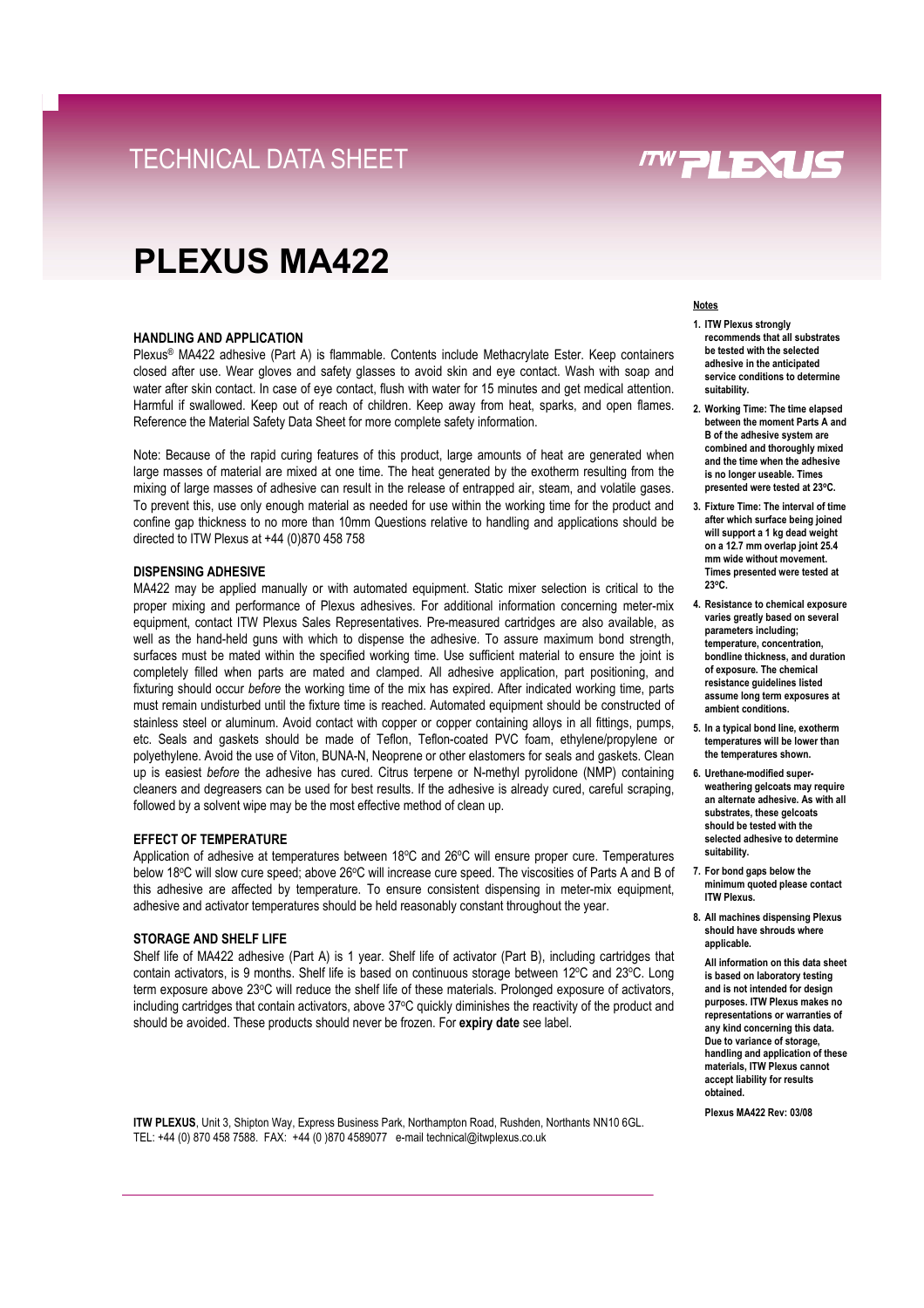TECHNICAL DATA SHEET

# PLEXUS MA422

## HANDLING AND APPLICATION

Plexus® MA422 adhesive (Part A) is flammable. Contents include Methacrylate Ester. Keep containers closed after use. Wear gloves and safety glasses to avoid skin and eye contact. Wash with soap and water after skin contact. In case of eye contact, flush with water for 15 minutes and get medical attention. Harmful if swallowed. Keep out of reach of children. Keep away from heat, sparks, and open flames. Reference the Material Safety Data Sheet for more complete safety information.

Note: Because of the rapid curing features of this product, large amounts of heat are generated when large masses of material are mixed at one time. The heat generated by the exotherm resulting from the mixing of large masses of adhesive can result in the release of entrapped air, steam, and volatile gases. To prevent this, use only enough material as needed for use within the working time for the product and confine gap thickness to no more than 10mm Questions relative to handling and applications should be directed to ITW Plexus at +44 (0)870 458 758

## DISPENSING ADHESIVE

MA422 may be applied manually or with automated equipment. Static mixer selection is critical to the proper mixing and performance of Plexus adhesives. For additional information concerning meter-mix equipment, contact ITW Plexus Sales Representatives. Pre-measured cartridges are also available, as well as the hand-held guns with which to dispense the adhesive. To assure maximum bond strength, surfaces must be mated within the specified working time. Use sufficient material to ensure the joint is completely filled when parts are mated and clamped. All adhesive application, part positioning, and fixturing should occur *before* the working time of the mix has expired. After indicated working time, parts must remain undisturbed until the fixture time is reached. Automated equipment should be constructed of stainless steel or aluminum. Avoid contact with copper or copper containing alloys in all fittings, pumps, etc. Seals and gaskets should be made of Teflon, Teflon-coated PVC foam, ethylene/propylene or polyethylene. Avoid the use of Viton, BUNA-N, Neoprene or other elastomers for seals and gaskets. Clean up is easiest *before* the adhesive has cured. Citrus terpene or N-methyl pyrolidone (NMP) containing cleaners and degreasers can be used for best results. If the adhesive is already cured, careful scraping, followed by a solvent wipe may be the most effective method of clean up.

## EFFECT OF TEMPERATURE

Application of adhesive at temperatures between 18°C and 26°C will ensure proper cure. Temperatures below 18°C will slow cure speed; above 26°C will increase cure speed. The viscosities of Parts A and B of this adhesive are affected by temperature. To ensure consistent dispensing in meter-mix equipment, adhesive and activator temperatures should be held reasonably constant throughout the year.

## STORAGE AND SHELF LIFE

Shelf life of MA422 adhesive (Part A) is 1 year. Shelf life of activator (Part B), including cartridges that contain activators, is 9 months. Shelf life is based on continuous storage between 12°C and 23°C. Long term exposure above 23°C will reduce the shelf life of these materials. Prolonged exposure of activators, including cartridges that contain activators, above 37°C quickly diminishes the reactivity of the product and should be avoided. These products should never be frozen. For **expiry date** see label.

**ITW PLEXUS**, Unit 3, Shipton Way, Express Business Park, Northampton Road, Rushden, Northants NN10 6GL.
TEL: +44 (0) 870 458 7588. FAX: +44 (0 )870 4589077 e-mail technical@itwplexus.co.uk

**Notes**

1. **ITW Plexus strongly recommends that all substrates be tested with the selected adhesive in the anticipated service conditions to determine suitability.**
2. **Working Time: The time elapsed between the moment Parts A and B of the adhesive system are combined and thoroughly mixed and the time when the adhesive is no longer useable. Times presented were tested at 23°C.**
3. **Fixture Time: The interval of time after which surface being joined will support a 1 kg dead weight on a 12.7 mm overlap joint 25.4 mm wide without movement. Times presented were tested at 23°C.**
4. **Resistance to chemical exposure varies greatly based on several parameters including; temperature, concentration, bondline thickness, and duration of exposure. The chemical resistance guidelines listed assume long term exposures at ambient conditions.**
5. **In a typical bond line, exotherm temperatures will be lower than the temperatures shown.**
6. **Urethane-modified super-weathering gelcoats may require an alternate adhesive. As with all substrates, these gelcoats should be tested with the selected adhesive to determine suitability.**
7. **For bond gaps below the minimum quoted please contact ITW Plexus.**
8. **All machines dispensing Plexus should have shrouds where applicable.**

**All information on this data sheet is based on laboratory testing and is not intended for design purposes. ITW Plexus makes no representations or warranties of any kind concerning this data. Due to variance of storage, handling and application of these materials, ITW Plexus cannot accept liability for results obtained.**

**Plexus MA422 Rev: 03/08**